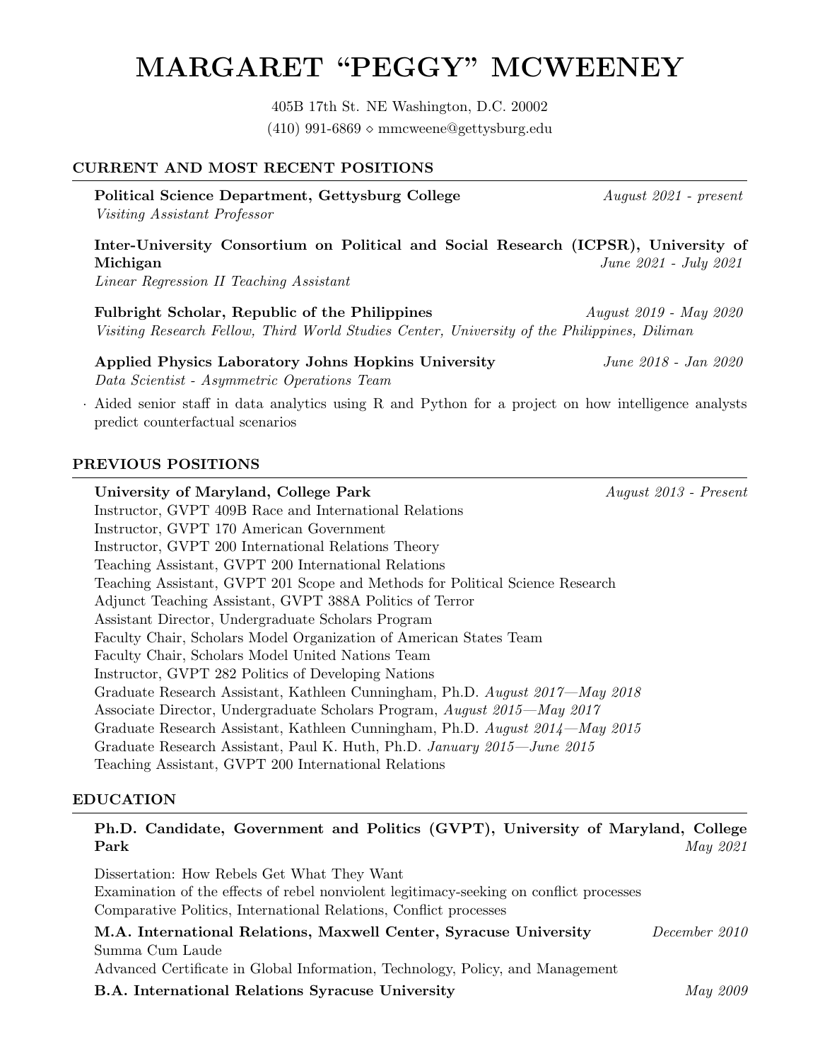# MARGARET "PEGGY" MCWEENEY

405B 17th St. NE Washington, D.C. 20002

(410) 991-6869 ⋄ mmcweene@gettysburg.edu

## CURRENT AND MOST RECENT POSITIONS

**Political Science Department, Gettysburg College** *August 2021 - present*
*Visiting Assistant Professor*

**Inter-University Consortium on Political and Social Research (ICPSR), University of Michigan** *June 2021 - July 2021*
*Linear Regression II Teaching Assistant*

**Fulbright Scholar, Republic of the Philippines** *August 2019 - May 2020*
*Visiting Research Fellow, Third World Studies Center, University of the Philippines, Diliman*

**Applied Physics Laboratory Johns Hopkins University** *June 2018 - Jan 2020*
*Data Scientist - Asymmetric Operations Team*

- Aided senior staff in data analytics using R and Python for a project on how intelligence analysts predict counterfactual scenarios

## PREVIOUS POSITIONS

**University of Maryland, College Park** *August 2013 - Present*

Instructor, GVPT 409B Race and International Relations
Instructor, GVPT 170 American Government
Instructor, GVPT 200 International Relations Theory
Teaching Assistant, GVPT 200 International Relations
Teaching Assistant, GVPT 201 Scope and Methods for Political Science Research
Adjunct Teaching Assistant, GVPT 388A Politics of Terror
Assistant Director, Undergraduate Scholars Program
Faculty Chair, Scholars Model Organization of American States Team
Faculty Chair, Scholars Model United Nations Team
Instructor, GVPT 282 Politics of Developing Nations
Graduate Research Assistant, Kathleen Cunningham, Ph.D. *August 2017—May 2018*
Associate Director, Undergraduate Scholars Program, *August 2015—May 2017*
Graduate Research Assistant, Kathleen Cunningham, Ph.D. *August 2014—May 2015*
Graduate Research Assistant, Paul K. Huth, Ph.D. *January 2015—June 2015*
Teaching Assistant, GVPT 200 International Relations

## EDUCATION

**Ph.D. Candidate, Government and Politics (GVPT), University of Maryland, College Park** *May 2021*

Dissertation: How Rebels Get What They Want
Examination of the effects of rebel nonviolent legitimacy-seeking on conflict processes
Comparative Politics, International Relations, Conflict processes

**M.A. International Relations, Maxwell Center, Syracuse University** *December 2010*

Summa Cum Laude
Advanced Certificate in Global Information, Technology, Policy, and Management

**B.A. International Relations Syracuse University** *May 2009*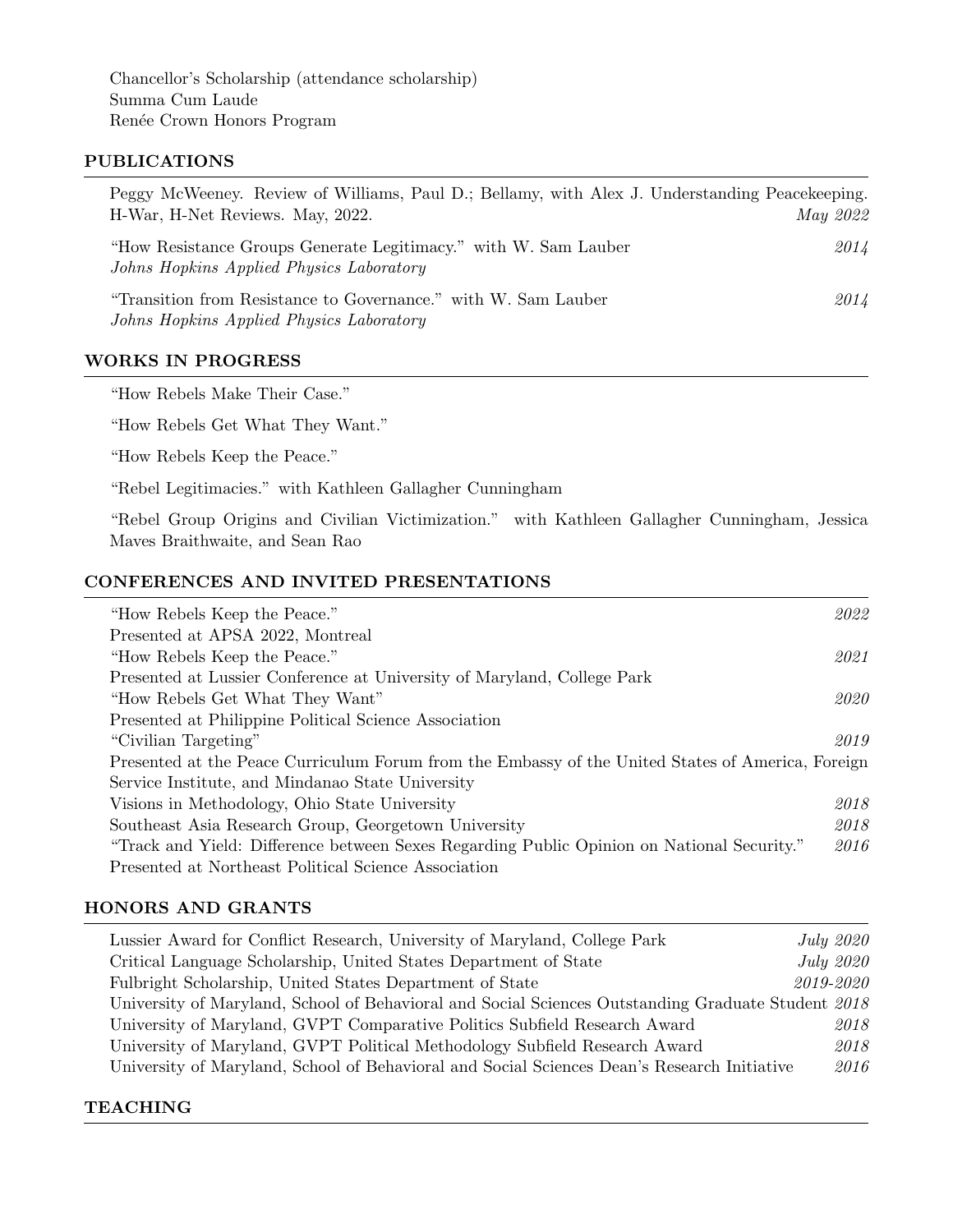Chancellor's Scholarship (attendance scholarship)
Summa Cum Laude
Renée Crown Honors Program

## PUBLICATIONS

Peggy McWeeney. Review of Williams, Paul D.; Bellamy, with Alex J. Understanding Peacekeeping. H-War, H-Net Reviews. May, 2022. *May 2022*

"How Resistance Groups Generate Legitimacy." with W. Sam Lauber *2014*
*Johns Hopkins Applied Physics Laboratory*

"Transition from Resistance to Governance." with W. Sam Lauber *2014*
*Johns Hopkins Applied Physics Laboratory*

## WORKS IN PROGRESS

"How Rebels Make Their Case."

"How Rebels Get What They Want."

"How Rebels Keep the Peace."

"Rebel Legitimacies." with Kathleen Gallagher Cunningham

"Rebel Group Origins and Civilian Victimization." with Kathleen Gallagher Cunningham, Jessica Maves Braithwaite, and Sean Rao

## CONFERENCES AND INVITED PRESENTATIONS

"How Rebels Keep the Peace." *2022*
Presented at APSA 2022, Montreal

"How Rebels Keep the Peace." *2021*
Presented at Lussier Conference at University of Maryland, College Park

"How Rebels Get What They Want" *2020*
Presented at Philippine Political Science Association

"Civilian Targeting" *2019*
Presented at the Peace Curriculum Forum from the Embassy of the United States of America, Foreign Service Institute, and Mindanao State University

Visions in Methodology, Ohio State University *2018*

Southeast Asia Research Group, Georgetown University *2018*

"Track and Yield: Difference between Sexes Regarding Public Opinion on National Security." *2016*
Presented at Northeast Political Science Association

## HONORS AND GRANTS

Lussier Award for Conflict Research, University of Maryland, College Park *July 2020*

Critical Language Scholarship, United States Department of State *July 2020*

Fulbright Scholarship, United States Department of State *2019-2020*

University of Maryland, School of Behavioral and Social Sciences Outstanding Graduate Student *2018*

University of Maryland, GVPT Comparative Politics Subfield Research Award *2018*

University of Maryland, GVPT Political Methodology Subfield Research Award *2018*

University of Maryland, School of Behavioral and Social Sciences Dean's Research Initiative *2016*

## TEACHING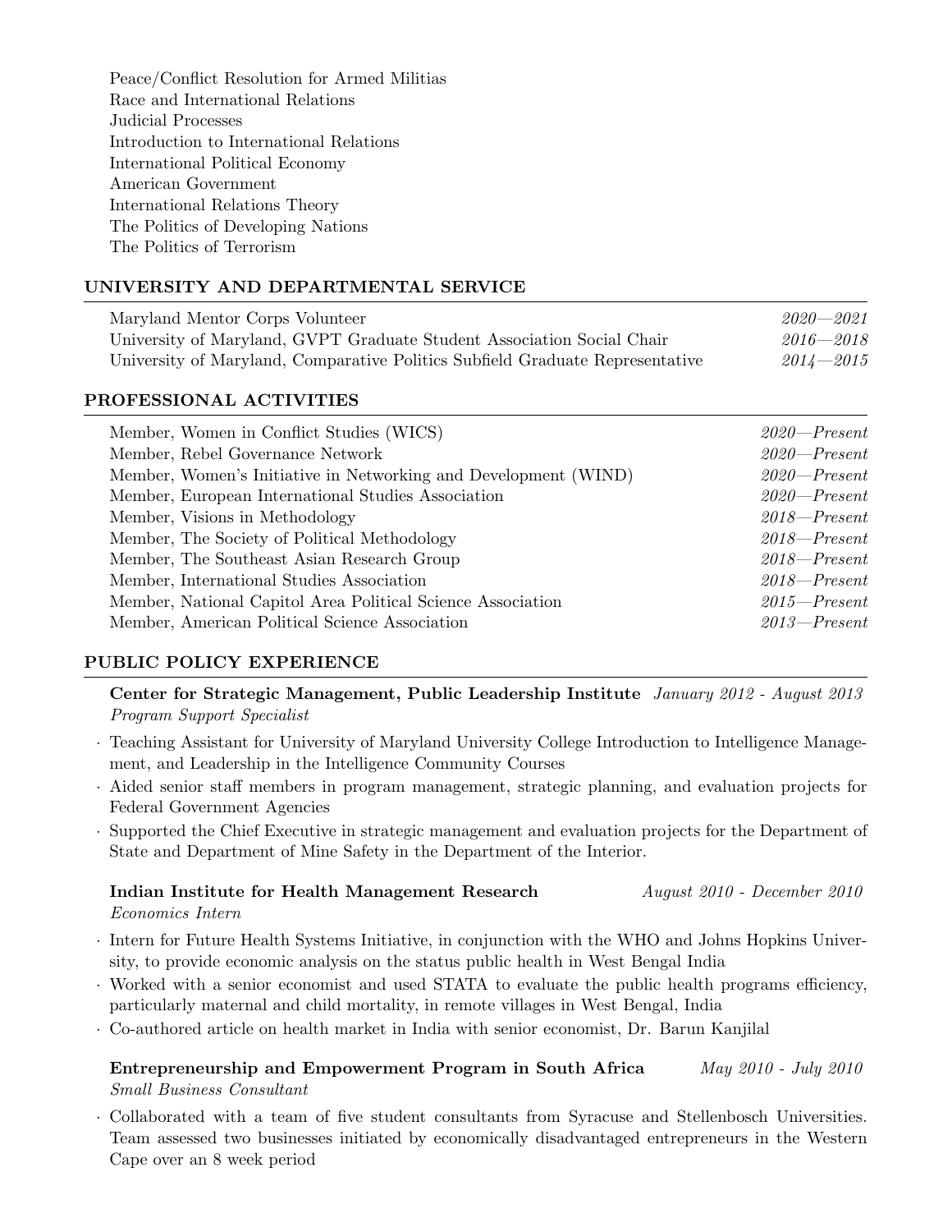Peace/Conflict Resolution for Armed Militias
Race and International Relations
Judicial Processes
Introduction to International Relations
International Political Economy
American Government
International Relations Theory
The Politics of Developing Nations
The Politics of Terrorism

## UNIVERSITY AND DEPARTMENTAL SERVICE

| | |
|---|---|
| Maryland Mentor Corps Volunteer | *2020—2021* |
| University of Maryland, GVPT Graduate Student Association Social Chair | *2016—2018* |
| University of Maryland, Comparative Politics Subfield Graduate Representative | *2014—2015* |

## PROFESSIONAL ACTIVITIES

| | |
|---|---|
| Member, Women in Conflict Studies (WICS) | *2020—Present* |
| Member, Rebel Governance Network | *2020—Present* |
| Member, Women's Initiative in Networking and Development (WIND) | *2020—Present* |
| Member, European International Studies Association | *2020—Present* |
| Member, Visions in Methodology | *2018—Present* |
| Member, The Society of Political Methodology | *2018—Present* |
| Member, The Southeast Asian Research Group | *2018—Present* |
| Member, International Studies Association | *2018—Present* |
| Member, National Capitol Area Political Science Association | *2015—Present* |
| Member, American Political Science Association | *2013—Present* |

## PUBLIC POLICY EXPERIENCE

**Center for Strategic Management, Public Leadership Institute** *January 2012 - August 2013*
*Program Support Specialist*

- Teaching Assistant for University of Maryland University College Introduction to Intelligence Management, and Leadership in the Intelligence Community Courses
- Aided senior staff members in program management, strategic planning, and evaluation projects for Federal Government Agencies
- Supported the Chief Executive in strategic management and evaluation projects for the Department of State and Department of Mine Safety in the Department of the Interior.

**Indian Institute for Health Management Research** *August 2010 - December 2010*
*Economics Intern*

- Intern for Future Health Systems Initiative, in conjunction with the WHO and Johns Hopkins University, to provide economic analysis on the status public health in West Bengal India
- Worked with a senior economist and used STATA to evaluate the public health programs efficiency, particularly maternal and child mortality, in remote villages in West Bengal, India
- Co-authored article on health market in India with senior economist, Dr. Barun Kanjilal

**Entrepreneurship and Empowerment Program in South Africa** *May 2010 - July 2010*
*Small Business Consultant*

- Collaborated with a team of five student consultants from Syracuse and Stellenbosch Universities. Team assessed two businesses initiated by economically disadvantaged entrepreneurs in the Western Cape over an 8 week period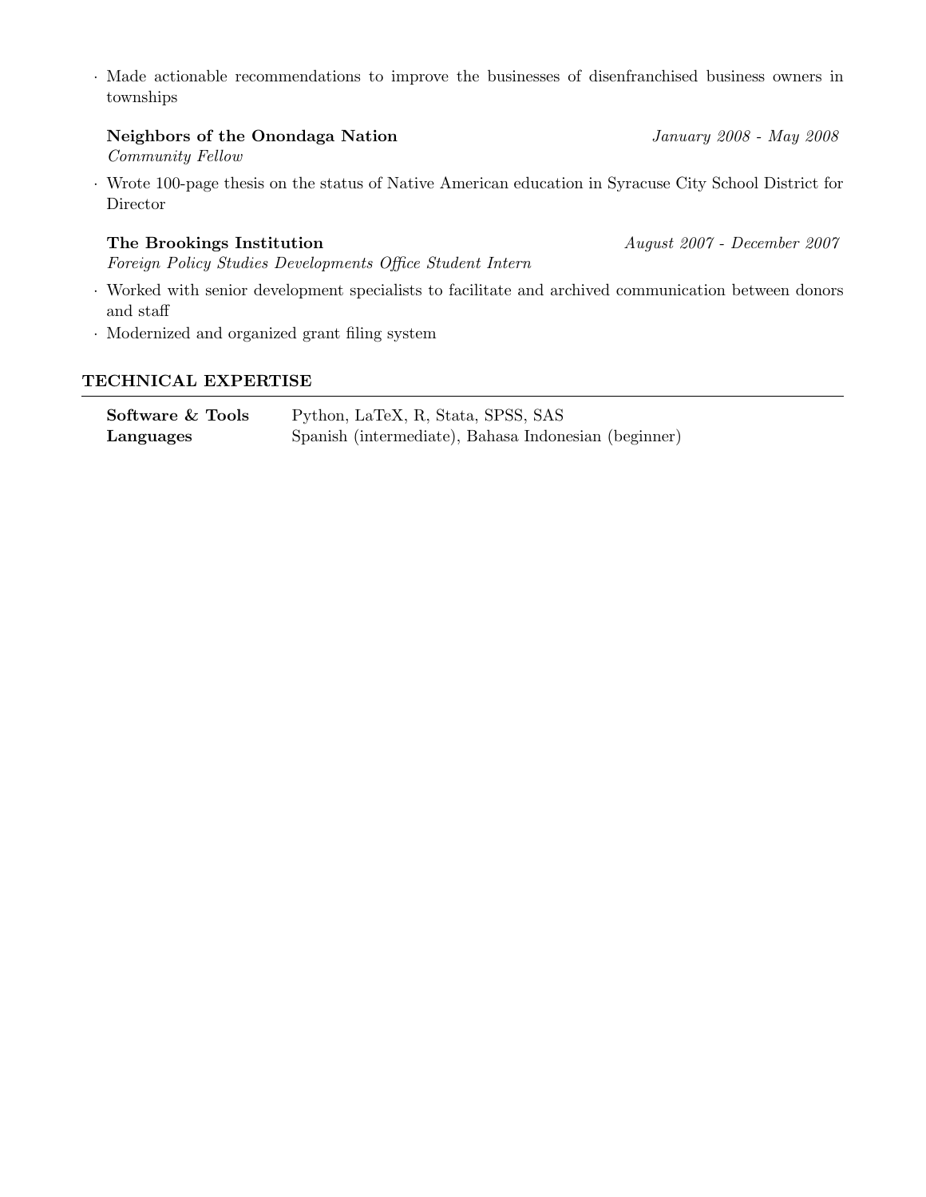- Made actionable recommendations to improve the businesses of disenfranchised business owners in townships

**Neighbors of the Onondaga Nation** *January 2008 - May 2008*
*Community Fellow*

- Wrote 100-page thesis on the status of Native American education in Syracuse City School District for Director

**The Brookings Institution** *August 2007 - December 2007*
*Foreign Policy Studies Developments Office Student Intern*

- Worked with senior development specialists to facilitate and archived communication between donors and staff
- Modernized and organized grant filing system

## TECHNICAL EXPERTISE

| | |
|---|---|
| **Software & Tools** | Python, LaTeX, R, Stata, SPSS, SAS |
| **Languages** | Spanish (intermediate), Bahasa Indonesian (beginner) |